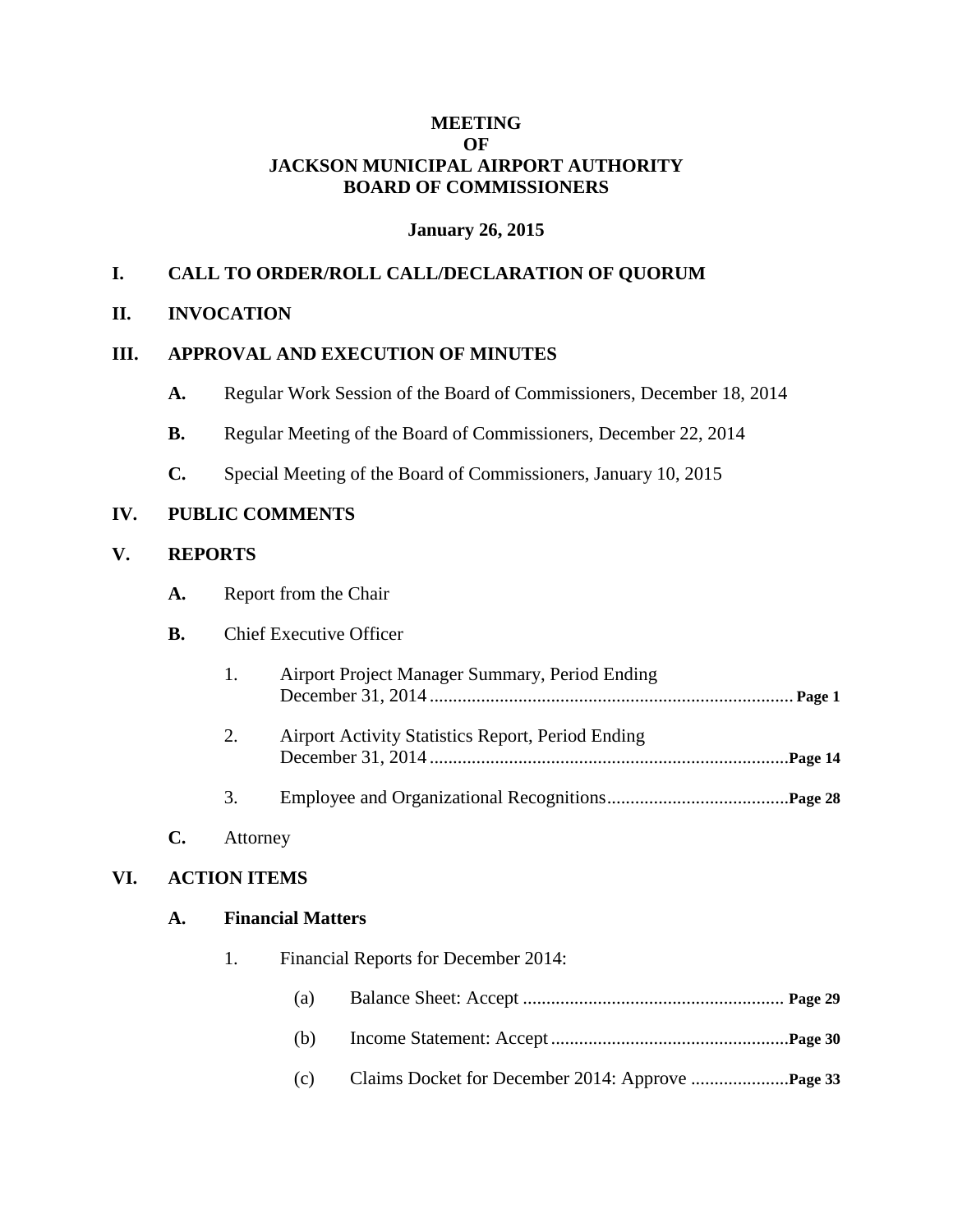# MEETING
# OF
# JACKSON MUNICIPAL AIRPORT AUTHORITY
# BOARD OF COMMISSIONERS

**January 26, 2015**

## I. CALL TO ORDER/ROLL CALL/DECLARATION OF QUORUM

## II. INVOCATION

## III. APPROVAL AND EXECUTION OF MINUTES

**A.** Regular Work Session of the Board of Commissioners, December 18, 2014

**B.** Regular Meeting of the Board of Commissioners, December 22, 2014

**C.** Special Meeting of the Board of Commissioners, January 10, 2015

## IV. PUBLIC COMMENTS

## V. REPORTS

**A.** Report from the Chair

**B.** Chief Executive Officer

1. Airport Project Manager Summary, Period Ending December 31, 2014 .......... **Page 1**

2. Airport Activity Statistics Report, Period Ending December 31, 2014 .......... **Page 14**

3. Employee and Organizational Recognitions .......... **Page 28**

**C.** Attorney

## VI. ACTION ITEMS

### A. Financial Matters

1. Financial Reports for December 2014:

   (a) Balance Sheet: Accept .......... **Page 29**

   (b) Income Statement: Accept .......... **Page 30**

   (c) Claims Docket for December 2014: Approve .......... **Page 33**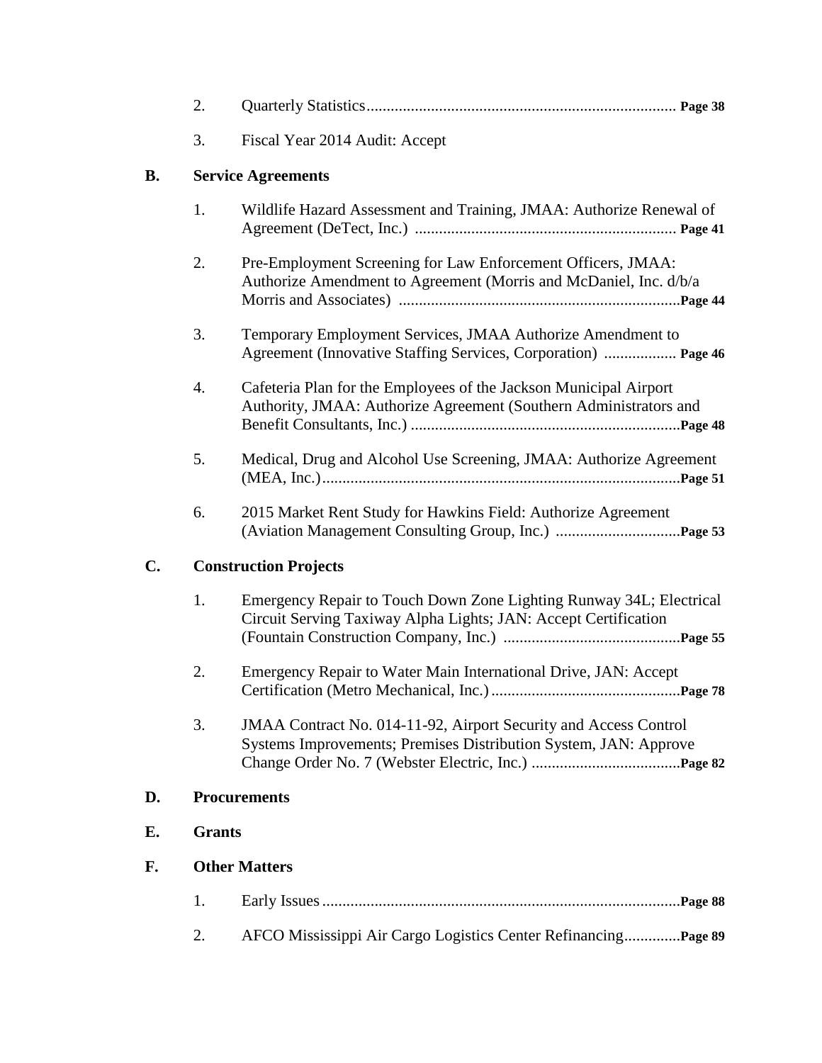2. Quarterly Statistics............................................................................ **Page 38**

3. Fiscal Year 2014 Audit: Accept

**B. Service Agreements**

1. Wildlife Hazard Assessment and Training, JMAA: Authorize Renewal of Agreement (DeTect, Inc.) ................................................................. **Page 41**

2. Pre-Employment Screening for Law Enforcement Officers, JMAA: Authorize Amendment to Agreement (Morris and McDaniel, Inc. d/b/a Morris and Associates) ......................................................................**Page 44**

3. Temporary Employment Services, JMAA Authorize Amendment to Agreement (Innovative Staffing Services, Corporation) .................. **Page 46**

4. Cafeteria Plan for the Employees of the Jackson Municipal Airport Authority, JMAA: Authorize Agreement (Southern Administrators and Benefit Consultants, Inc.) ...................................................................**Page 48**

5. Medical, Drug and Alcohol Use Screening, JMAA: Authorize Agreement (MEA, Inc.).........................................................................................**Page 51**

6. 2015 Market Rent Study for Hawkins Field: Authorize Agreement (Aviation Management Consulting Group, Inc.) ...............................**Page 53**

**C. Construction Projects**

1. Emergency Repair to Touch Down Zone Lighting Runway 34L; Electrical Circuit Serving Taxiway Alpha Lights; JAN: Accept Certification (Fountain Construction Company, Inc.) ............................................**Page 55**

2. Emergency Repair to Water Main International Drive, JAN: Accept Certification (Metro Mechanical, Inc.) ...............................................**Page 78**

3. JMAA Contract No. 014-11-92, Airport Security and Access Control Systems Improvements; Premises Distribution System, JAN: Approve Change Order No. 7 (Webster Electric, Inc.) .....................................**Page 82**

**D. Procurements**

**E. Grants**

**F. Other Matters**

1. Early Issues .........................................................................................**Page 88**

2. AFCO Mississippi Air Cargo Logistics Center Refinancing..............**Page 89**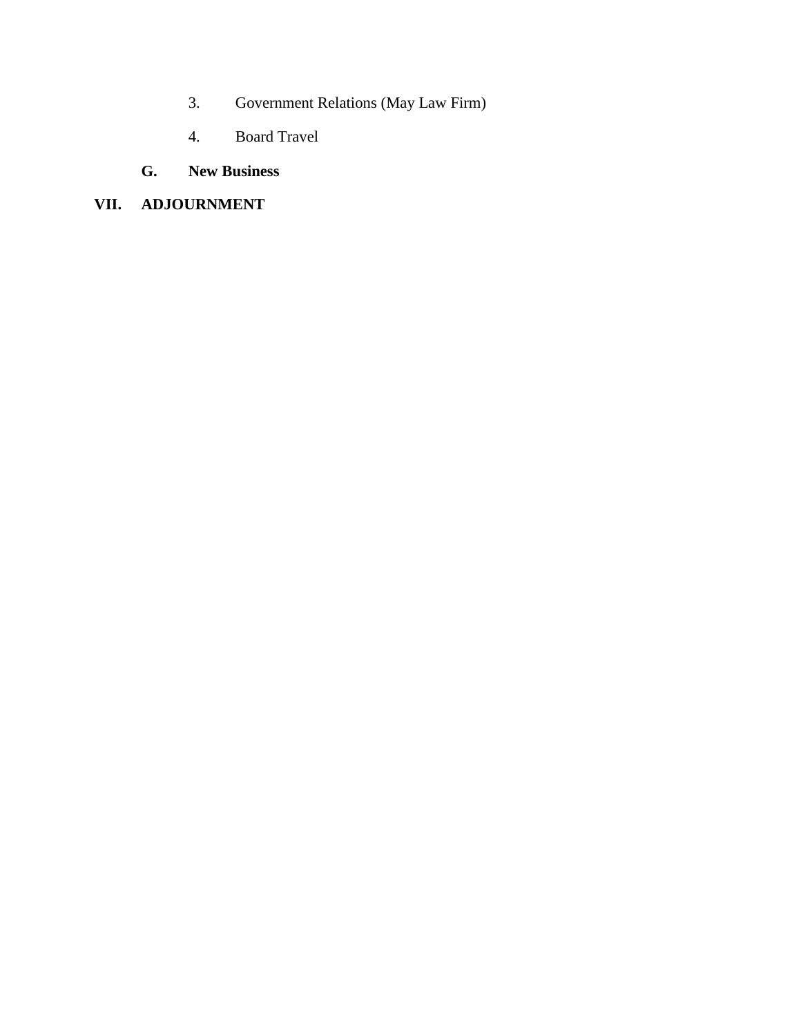3. Government Relations (May Law Firm)

4. Board Travel

**G. New Business**

**VII. ADJOURNMENT**